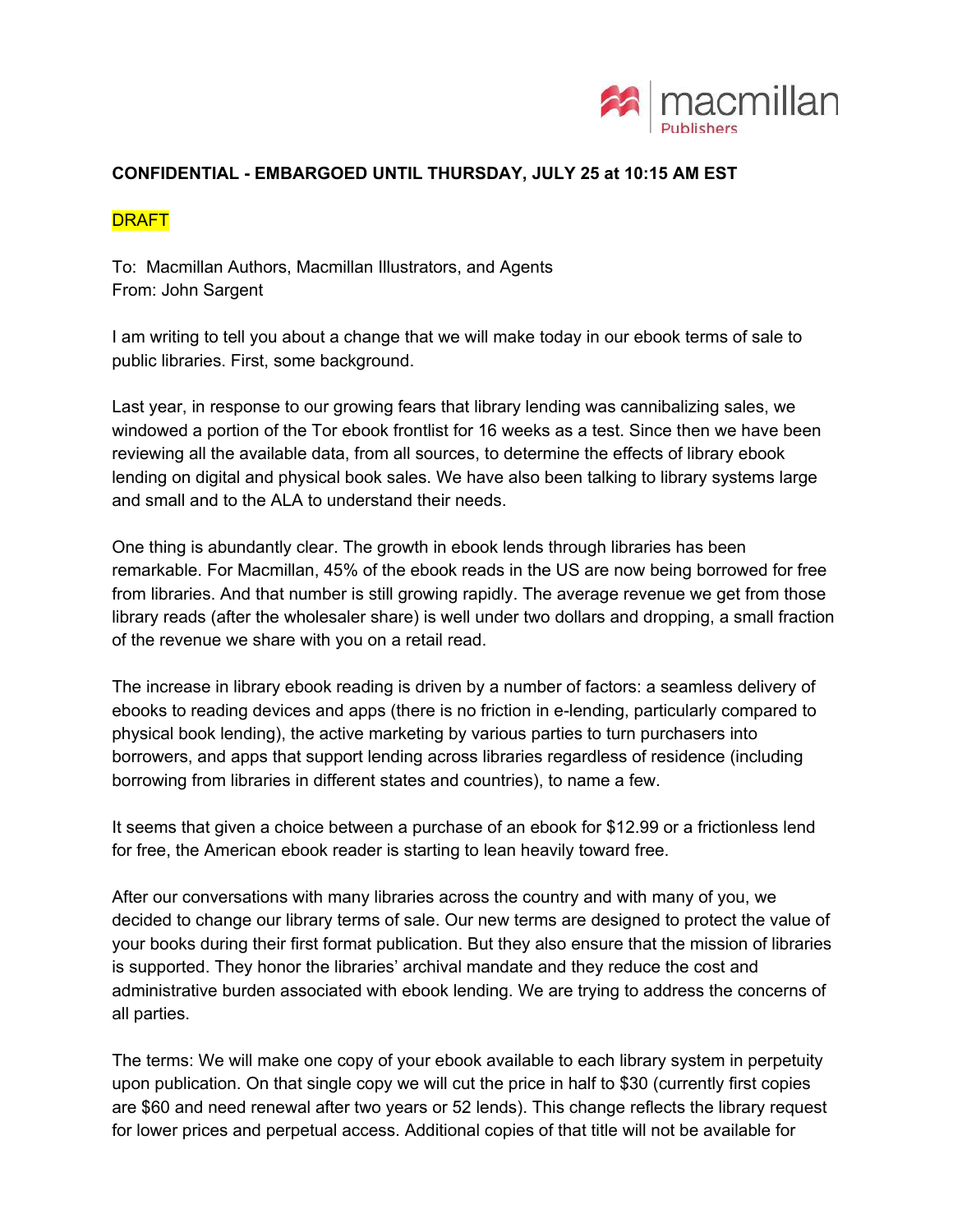**CONFIDENTIAL - EMBARGOED UNTIL THURSDAY, JULY 25 at 10:15 AM EST**

DRAFT

To: Macmillan Authors, Macmillan Illustrators, and Agents
From: John Sargent

I am writing to tell you about a change that we will make today in our ebook terms of sale to public libraries. First, some background.

Last year, in response to our growing fears that library lending was cannibalizing sales, we windowed a portion of the Tor ebook frontlist for 16 weeks as a test. Since then we have been reviewing all the available data, from all sources, to determine the effects of library ebook lending on digital and physical book sales. We have also been talking to library systems large and small and to the ALA to understand their needs.

One thing is abundantly clear. The growth in ebook lends through libraries has been remarkable. For Macmillan, 45% of the ebook reads in the US are now being borrowed for free from libraries. And that number is still growing rapidly. The average revenue we get from those library reads (after the wholesaler share) is well under two dollars and dropping, a small fraction of the revenue we share with you on a retail read.

The increase in library ebook reading is driven by a number of factors: a seamless delivery of ebooks to reading devices and apps (there is no friction in e-lending, particularly compared to physical book lending), the active marketing by various parties to turn purchasers into borrowers, and apps that support lending across libraries regardless of residence (including borrowing from libraries in different states and countries), to name a few.

It seems that given a choice between a purchase of an ebook for $12.99 or a frictionless lend for free, the American ebook reader is starting to lean heavily toward free.

After our conversations with many libraries across the country and with many of you, we decided to change our library terms of sale. Our new terms are designed to protect the value of your books during their first format publication. But they also ensure that the mission of libraries is supported. They honor the libraries' archival mandate and they reduce the cost and administrative burden associated with ebook lending. We are trying to address the concerns of all parties.

The terms: We will make one copy of your ebook available to each library system in perpetuity upon publication. On that single copy we will cut the price in half to $30 (currently first copies are $60 and need renewal after two years or 52 lends). This change reflects the library request for lower prices and perpetual access. Additional copies of that title will not be available for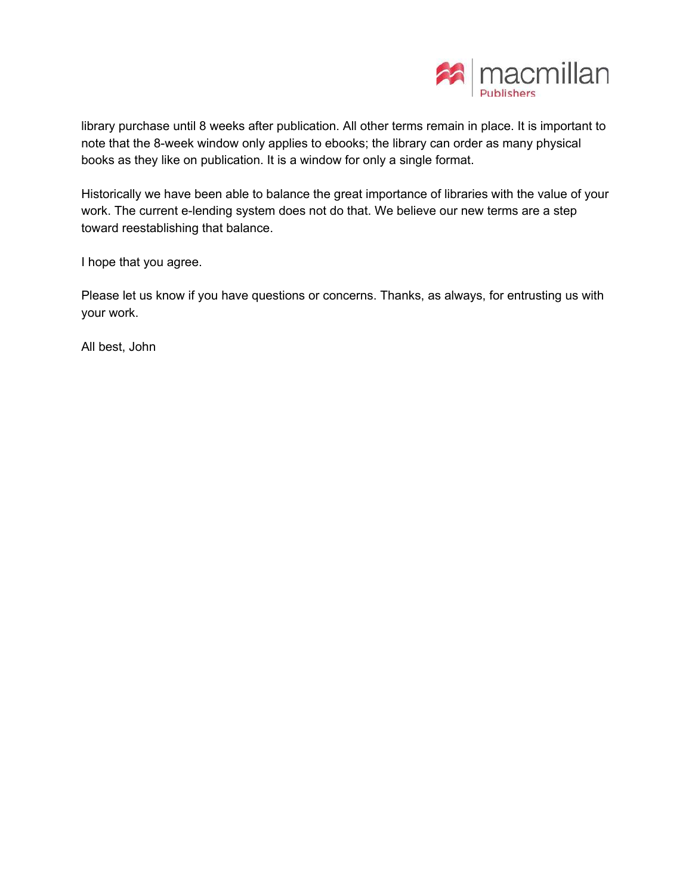library purchase until 8 weeks after publication. All other terms remain in place. It is important to note that the 8-week window only applies to ebooks; the library can order as many physical books as they like on publication. It is a window for only a single format.

Historically we have been able to balance the great importance of libraries with the value of your work. The current e-lending system does not do that. We believe our new terms are a step toward reestablishing that balance.

I hope that you agree.

Please let us know if you have questions or concerns. Thanks, as always, for entrusting us with your work.

All best, John